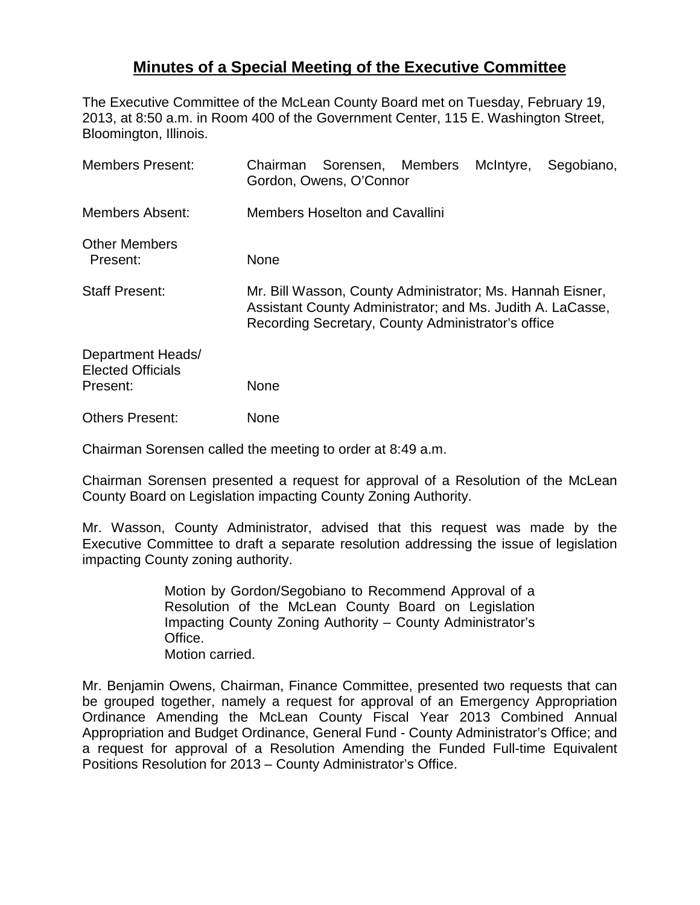# Minutes of a Special Meeting of the Executive Committee

The Executive Committee of the McLean County Board met on Tuesday, February 19, 2013, at 8:50 a.m. in Room 400 of the Government Center, 115 E. Washington Street, Bloomington, Illinois.

| | |
|---|---|
| Members Present: | Chairman Sorensen, Members McIntyre, Segobiano, Gordon, Owens, O'Connor |
| Members Absent: | Members Hoselton and Cavallini |
| Other Members Present: | None |
| Staff Present: | Mr. Bill Wasson, County Administrator; Ms. Hannah Eisner, Assistant County Administrator; and Ms. Judith A. LaCasse, Recording Secretary, County Administrator's office |
| Department Heads/ Elected Officials Present: | None |
| Others Present: | None |

Chairman Sorensen called the meeting to order at 8:49 a.m.

Chairman Sorensen presented a request for approval of a Resolution of the McLean County Board on Legislation impacting County Zoning Authority.

Mr. Wasson, County Administrator, advised that this request was made by the Executive Committee to draft a separate resolution addressing the issue of legislation impacting County zoning authority.

> Motion by Gordon/Segobiano to Recommend Approval of a Resolution of the McLean County Board on Legislation Impacting County Zoning Authority – County Administrator's Office.
> Motion carried.

Mr. Benjamin Owens, Chairman, Finance Committee, presented two requests that can be grouped together, namely a request for approval of an Emergency Appropriation Ordinance Amending the McLean County Fiscal Year 2013 Combined Annual Appropriation and Budget Ordinance, General Fund - County Administrator's Office; and a request for approval of a Resolution Amending the Funded Full-time Equivalent Positions Resolution for 2013 – County Administrator's Office.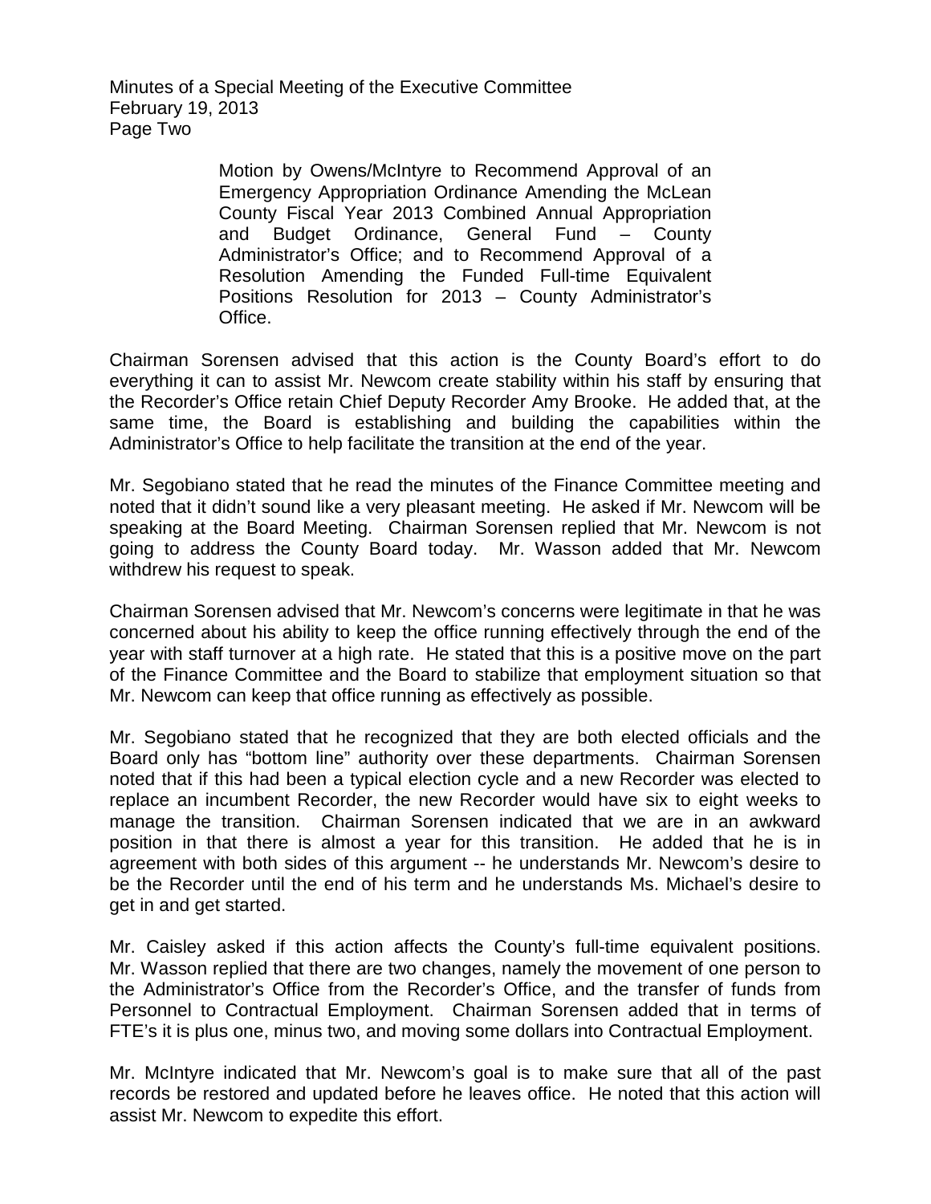Motion by Owens/McIntyre to Recommend Approval of an Emergency Appropriation Ordinance Amending the McLean County Fiscal Year 2013 Combined Annual Appropriation and Budget Ordinance, General Fund – County Administrator's Office; and to Recommend Approval of a Resolution Amending the Funded Full-time Equivalent Positions Resolution for 2013 – County Administrator's Office.

Chairman Sorensen advised that this action is the County Board's effort to do everything it can to assist Mr. Newcom create stability within his staff by ensuring that the Recorder's Office retain Chief Deputy Recorder Amy Brooke. He added that, at the same time, the Board is establishing and building the capabilities within the Administrator's Office to help facilitate the transition at the end of the year.

Mr. Segobiano stated that he read the minutes of the Finance Committee meeting and noted that it didn't sound like a very pleasant meeting. He asked if Mr. Newcom will be speaking at the Board Meeting. Chairman Sorensen replied that Mr. Newcom is not going to address the County Board today. Mr. Wasson added that Mr. Newcom withdrew his request to speak.

Chairman Sorensen advised that Mr. Newcom's concerns were legitimate in that he was concerned about his ability to keep the office running effectively through the end of the year with staff turnover at a high rate. He stated that this is a positive move on the part of the Finance Committee and the Board to stabilize that employment situation so that Mr. Newcom can keep that office running as effectively as possible.

Mr. Segobiano stated that he recognized that they are both elected officials and the Board only has "bottom line" authority over these departments. Chairman Sorensen noted that if this had been a typical election cycle and a new Recorder was elected to replace an incumbent Recorder, the new Recorder would have six to eight weeks to manage the transition. Chairman Sorensen indicated that we are in an awkward position in that there is almost a year for this transition. He added that he is in agreement with both sides of this argument -- he understands Mr. Newcom's desire to be the Recorder until the end of his term and he understands Ms. Michael's desire to get in and get started.

Mr. Caisley asked if this action affects the County's full-time equivalent positions. Mr. Wasson replied that there are two changes, namely the movement of one person to the Administrator's Office from the Recorder's Office, and the transfer of funds from Personnel to Contractual Employment. Chairman Sorensen added that in terms of FTE's it is plus one, minus two, and moving some dollars into Contractual Employment.

Mr. McIntyre indicated that Mr. Newcom's goal is to make sure that all of the past records be restored and updated before he leaves office. He noted that this action will assist Mr. Newcom to expedite this effort.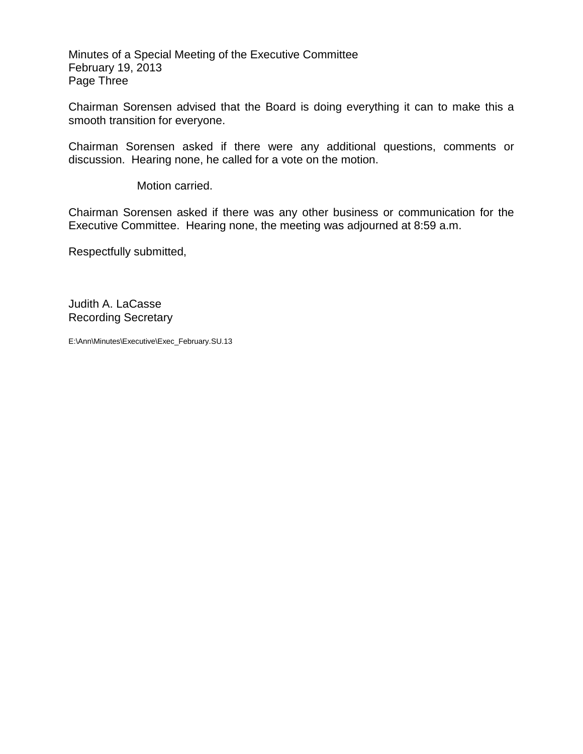Chairman Sorensen advised that the Board is doing everything it can to make this a smooth transition for everyone.

Chairman Sorensen asked if there were any additional questions, comments or discussion. Hearing none, he called for a vote on the motion.

Motion carried.

Chairman Sorensen asked if there was any other business or communication for the Executive Committee. Hearing none, the meeting was adjourned at 8:59 a.m.

Respectfully submitted,

Judith A. LaCasse
Recording Secretary

E:\Ann\Minutes\Executive\Exec_February.SU.13